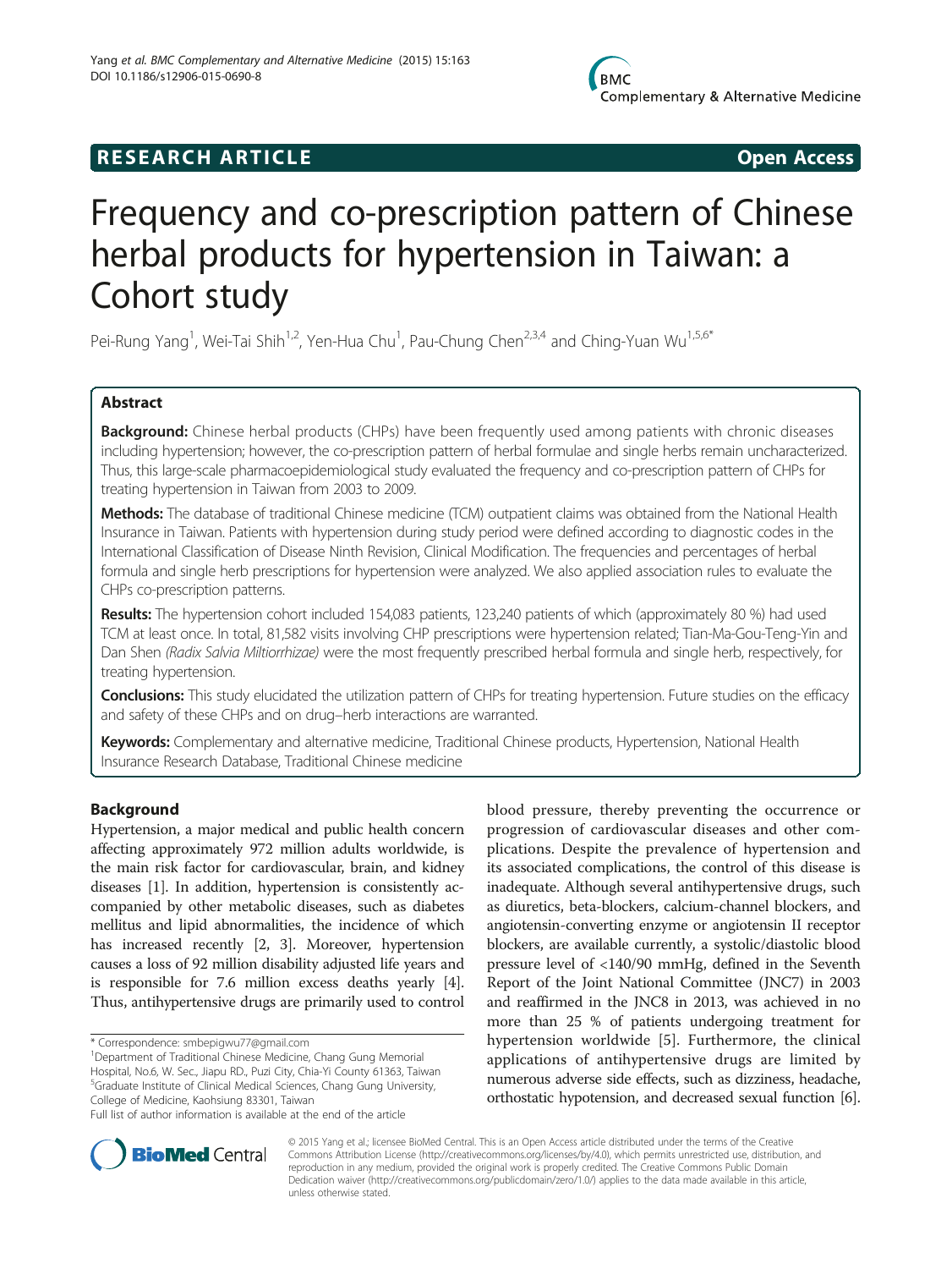RESEARCH ARTICLE Open Access

# Frequency and co-prescription pattern of Chinese herbal products for hypertension in Taiwan: a Cohort study

Pei-Rung Yang[1], Wei-Tai Shih[1,2], Yen-Hua Chu[1], Pau-Chung Chen[2,3,4] and Ching-Yuan Wu[1,5,6*]

## Abstract

**Background:** Chinese herbal products (CHPs) have been frequently used among patients with chronic diseases including hypertension; however, the co-prescription pattern of herbal formulae and single herbs remain uncharacterized. Thus, this large-scale pharmacoepidemiological study evaluated the frequency and co-prescription pattern of CHPs for treating hypertension in Taiwan from 2003 to 2009.

**Methods:** The database of traditional Chinese medicine (TCM) outpatient claims was obtained from the National Health Insurance in Taiwan. Patients with hypertension during study period were defined according to diagnostic codes in the International Classification of Disease Ninth Revision, Clinical Modification. The frequencies and percentages of herbal formula and single herb prescriptions for hypertension were analyzed. We also applied association rules to evaluate the CHPs co-prescription patterns.

**Results:** The hypertension cohort included 154,083 patients, 123,240 patients of which (approximately 80 %) had used TCM at least once. In total, 81,582 visits involving CHP prescriptions were hypertension related; Tian-Ma-Gou-Teng-Yin and Dan Shen *(Radix Salvia Miltiorrhizae)* were the most frequently prescribed herbal formula and single herb, respectively, for treating hypertension.

**Conclusions:** This study elucidated the utilization pattern of CHPs for treating hypertension. Future studies on the efficacy and safety of these CHPs and on drug–herb interactions are warranted.

**Keywords:** Complementary and alternative medicine, Traditional Chinese products, Hypertension, National Health Insurance Research Database, Traditional Chinese medicine

## Background

Hypertension, a major medical and public health concern affecting approximately 972 million adults worldwide, is the main risk factor for cardiovascular, brain, and kidney diseases [1]. In addition, hypertension is consistently accompanied by other metabolic diseases, such as diabetes mellitus and lipid abnormalities, the incidence of which has increased recently [2, 3]. Moreover, hypertension causes a loss of 92 million disability adjusted life years and is responsible for 7.6 million excess deaths yearly [4]. Thus, antihypertensive drugs are primarily used to control blood pressure, thereby preventing the occurrence or progression of cardiovascular diseases and other complications. Despite the prevalence of hypertension and its associated complications, the control of this disease is inadequate. Although several antihypertensive drugs, such as diuretics, beta-blockers, calcium-channel blockers, and angiotensin-converting enzyme or angiotensin II receptor blockers, are available currently, a systolic/diastolic blood pressure level of <140/90 mmHg, defined in the Seventh Report of the Joint National Committee (JNC7) in 2003 and reaffirmed in the JNC8 in 2013, was achieved in no more than 25 % of patients undergoing treatment for hypertension worldwide [5]. Furthermore, the clinical applications of antihypertensive drugs are limited by numerous adverse side effects, such as dizziness, headache, orthostatic hypotension, and decreased sexual function [6].

\* Correspondence: smbepigwu77@gmail.com
[1]Department of Traditional Chinese Medicine, Chang Gung Memorial Hospital, No.6, W. Sec., Jiapu RD., Puzi City, Chia-Yi County 61363, Taiwan
[5]Graduate Institute of Clinical Medical Sciences, Chang Gung University, College of Medicine, Kaohsiung 83301, Taiwan
Full list of author information is available at the end of the article

© 2015 Yang et al.; licensee BioMed Central. This is an Open Access article distributed under the terms of the Creative Commons Attribution License (http://creativecommons.org/licenses/by/4.0), which permits unrestricted use, distribution, and reproduction in any medium, provided the original work is properly credited. The Creative Commons Public Domain Dedication waiver (http://creativecommons.org/publicdomain/zero/1.0/) applies to the data made available in this article, unless otherwise stated.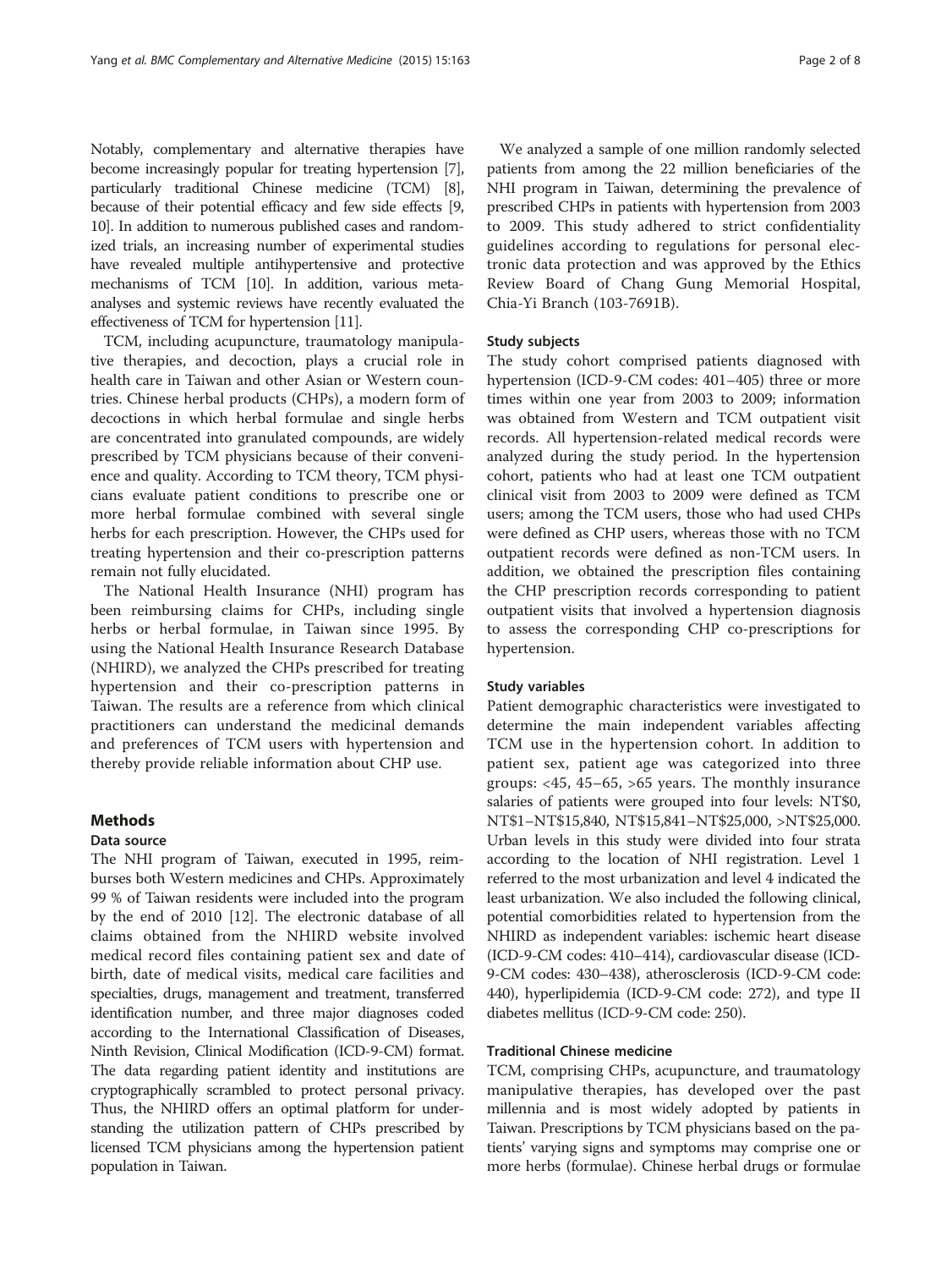Notably, complementary and alternative therapies have become increasingly popular for treating hypertension [7], particularly traditional Chinese medicine (TCM) [8], because of their potential efficacy and few side effects [9, 10]. In addition to numerous published cases and randomized trials, an increasing number of experimental studies have revealed multiple antihypertensive and protective mechanisms of TCM [10]. In addition, various meta-analyses and systemic reviews have recently evaluated the effectiveness of TCM for hypertension [11].

TCM, including acupuncture, traumatology manipulative therapies, and decoction, plays a crucial role in health care in Taiwan and other Asian or Western countries. Chinese herbal products (CHPs), a modern form of decoctions in which herbal formulae and single herbs are concentrated into granulated compounds, are widely prescribed by TCM physicians because of their convenience and quality. According to TCM theory, TCM physicians evaluate patient conditions to prescribe one or more herbal formulae combined with several single herbs for each prescription. However, the CHPs used for treating hypertension and their co-prescription patterns remain not fully elucidated.

The National Health Insurance (NHI) program has been reimbursing claims for CHPs, including single herbs or herbal formulae, in Taiwan since 1995. By using the National Health Insurance Research Database (NHIRD), we analyzed the CHPs prescribed for treating hypertension and their co-prescription patterns in Taiwan. The results are a reference from which clinical practitioners can understand the medicinal demands and preferences of TCM users with hypertension and thereby provide reliable information about CHP use.

## Methods

### Data source

The NHI program of Taiwan, executed in 1995, reimburses both Western medicines and CHPs. Approximately 99 % of Taiwan residents were included into the program by the end of 2010 [12]. The electronic database of all claims obtained from the NHIRD website involved medical record files containing patient sex and date of birth, date of medical visits, medical care facilities and specialties, drugs, management and treatment, transferred identification number, and three major diagnoses coded according to the International Classification of Diseases, Ninth Revision, Clinical Modification (ICD-9-CM) format. The data regarding patient identity and institutions are cryptographically scrambled to protect personal privacy. Thus, the NHIRD offers an optimal platform for understanding the utilization pattern of CHPs prescribed by licensed TCM physicians among the hypertension patient population in Taiwan.

We analyzed a sample of one million randomly selected patients from among the 22 million beneficiaries of the NHI program in Taiwan, determining the prevalence of prescribed CHPs in patients with hypertension from 2003 to 2009. This study adhered to strict confidentiality guidelines according to regulations for personal electronic data protection and was approved by the Ethics Review Board of Chang Gung Memorial Hospital, Chia-Yi Branch (103-7691B).

### Study subjects

The study cohort comprised patients diagnosed with hypertension (ICD-9-CM codes: 401–405) three or more times within one year from 2003 to 2009; information was obtained from Western and TCM outpatient visit records. All hypertension-related medical records were analyzed during the study period. In the hypertension cohort, patients who had at least one TCM outpatient clinical visit from 2003 to 2009 were defined as TCM users; among the TCM users, those who had used CHPs were defined as CHP users, whereas those with no TCM outpatient records were defined as non-TCM users. In addition, we obtained the prescription files containing the CHP prescription records corresponding to patient outpatient visits that involved a hypertension diagnosis to assess the corresponding CHP co-prescriptions for hypertension.

### Study variables

Patient demographic characteristics were investigated to determine the main independent variables affecting TCM use in the hypertension cohort. In addition to patient sex, patient age was categorized into three groups: <45, 45–65, >65 years. The monthly insurance salaries of patients were grouped into four levels: NT$0, NT$1–NT$15,840, NT$15,841–NT$25,000, >NT$25,000. Urban levels in this study were divided into four strata according to the location of NHI registration. Level 1 referred to the most urbanization and level 4 indicated the least urbanization. We also included the following clinical, potential comorbidities related to hypertension from the NHIRD as independent variables: ischemic heart disease (ICD-9-CM codes: 410–414), cardiovascular disease (ICD-9-CM codes: 430–438), atherosclerosis (ICD-9-CM code: 440), hyperlipidemia (ICD-9-CM code: 272), and type II diabetes mellitus (ICD-9-CM code: 250).

### Traditional Chinese medicine

TCM, comprising CHPs, acupuncture, and traumatology manipulative therapies, has developed over the past millennia and is most widely adopted by patients in Taiwan. Prescriptions by TCM physicians based on the patients' varying signs and symptoms may comprise one or more herbs (formulae). Chinese herbal drugs or formulae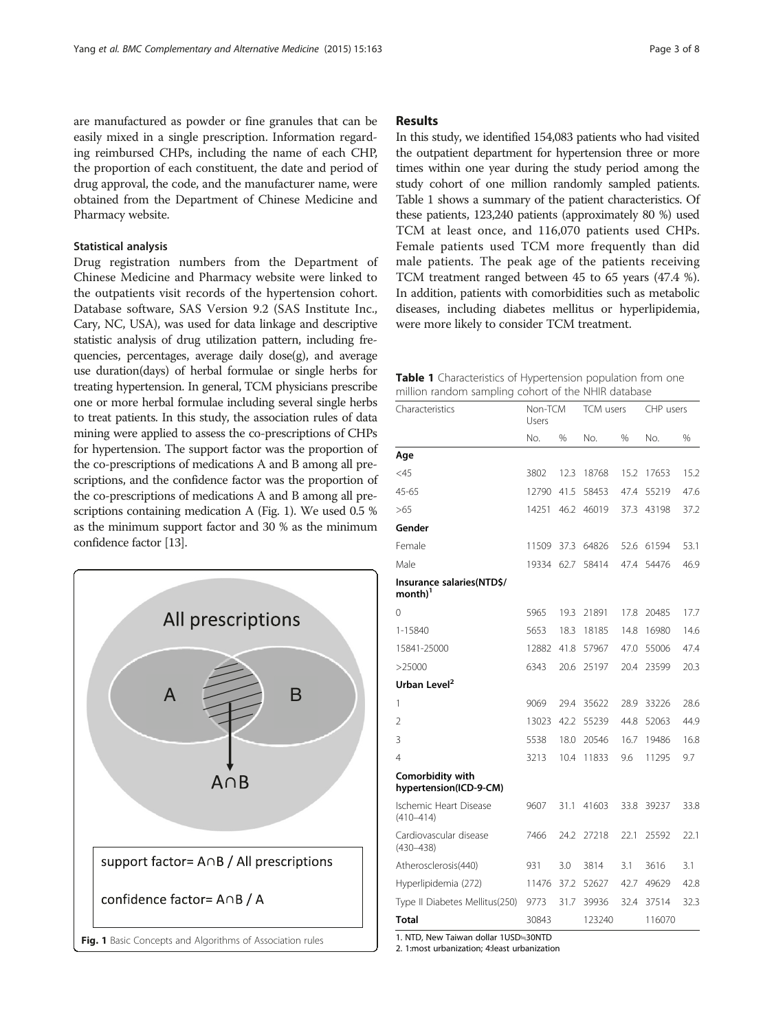are manufactured as powder or fine granules that can be easily mixed in a single prescription. Information regarding reimbursed CHPs, including the name of each CHP, the proportion of each constituent, the date and period of drug approval, the code, and the manufacturer name, were obtained from the Department of Chinese Medicine and Pharmacy website.

### Statistical analysis

Drug registration numbers from the Department of Chinese Medicine and Pharmacy website were linked to the outpatients visit records of the hypertension cohort. Database software, SAS Version 9.2 (SAS Institute Inc., Cary, NC, USA), was used for data linkage and descriptive statistic analysis of drug utilization pattern, including frequencies, percentages, average daily dose(g), and average use duration(days) of herbal formulae or single herbs for treating hypertension. In general, TCM physicians prescribe one or more herbal formulae including several single herbs to treat patients. In this study, the association rules of data mining were applied to assess the co-prescriptions of CHPs for hypertension. The support factor was the proportion of the co-prescriptions of medications A and B among all prescriptions, and the confidence factor was the proportion of the co-prescriptions of medications A and B among all prescriptions containing medication A (Fig. 1). We used 0.5 % as the minimum support factor and 30 % as the minimum confidence factor [13].

All prescriptions

A B

A∩B

support factor= A∩B / All prescriptions

confidence factor= A∩B / A

**Fig. 1** Basic Concepts and Algorithms of Association rules

## Results

In this study, we identified 154,083 patients who had visited the outpatient department for hypertension three or more times within one year during the study period among the study cohort of one million randomly sampled patients. Table 1 shows a summary of the patient characteristics. Of these patients, 123,240 patients (approximately 80 %) used TCM at least once, and 116,070 patients used CHPs. Female patients used TCM more frequently than did male patients. The peak age of the patients receiving TCM treatment ranged between 45 to 65 years (47.4 %). In addition, patients with comorbidities such as metabolic diseases, including diabetes mellitus or hyperlipidemia, were more likely to consider TCM treatment.

**Table 1** Characteristics of Hypertension population from one million random sampling cohort of the NHIR database

| Characteristics | Non-TCM Users | | TCM users | | CHP users | |
|---|---|---|---|---|---|---|
| | No. | % | No. | % | No. | % |
| **Age** | | | | | | |
| <45 | 3802 | 12.3 | 18768 | 15.2 | 17653 | 15.2 |
| 45-65 | 12790 | 41.5 | 58453 | 47.4 | 55219 | 47.6 |
| >65 | 14251 | 46.2 | 46019 | 37.3 | 43198 | 37.2 |
| **Gender** | | | | | | |
| Female | 11509 | 37.3 | 64826 | 52.6 | 61594 | 53.1 |
| Male | 19334 | 62.7 | 58414 | 47.4 | 54476 | 46.9 |
| **Insurance salaries(NTD$/month)[1]** | | | | | | |
| 0 | 5965 | 19.3 | 21891 | 17.8 | 20485 | 17.7 |
| 1-15840 | 5653 | 18.3 | 18185 | 14.8 | 16980 | 14.6 |
| 15841-25000 | 12882 | 41.8 | 57967 | 47.0 | 55006 | 47.4 |
| >25000 | 6343 | 20.6 | 25197 | 20.4 | 23599 | 20.3 |
| **Urban Level[2]** | | | | | | |
| 1 | 9069 | 29.4 | 35622 | 28.9 | 33226 | 28.6 |
| 2 | 13023 | 42.2 | 55239 | 44.8 | 52063 | 44.9 |
| 3 | 5538 | 18.0 | 20546 | 16.7 | 19486 | 16.8 |
| 4 | 3213 | 10.4 | 11833 | 9.6 | 11295 | 9.7 |
| **Comorbidity with hypertension(ICD-9-CM)** | | | | | | |
| Ischemic Heart Disease (410–414) | 9607 | 31.1 | 41603 | 33.8 | 39237 | 33.8 |
| Cardiovascular disease (430–438) | 7466 | 24.2 | 27218 | 22.1 | 25592 | 22.1 |
| Atherosclerosis(440) | 931 | 3.0 | 3814 | 3.1 | 3616 | 3.1 |
| Hyperlipidemia (272) | 11476 | 37.2 | 52627 | 42.7 | 49629 | 42.8 |
| Type II Diabetes Mellitus(250) | 9773 | 31.7 | 39936 | 32.4 | 37514 | 32.3 |
| **Total** | 30843 | | 123240 | | 116070 | |

1. NTD, New Taiwan dollar 1USD≒30NTD
2. 1:most urbanization; 4:least urbanization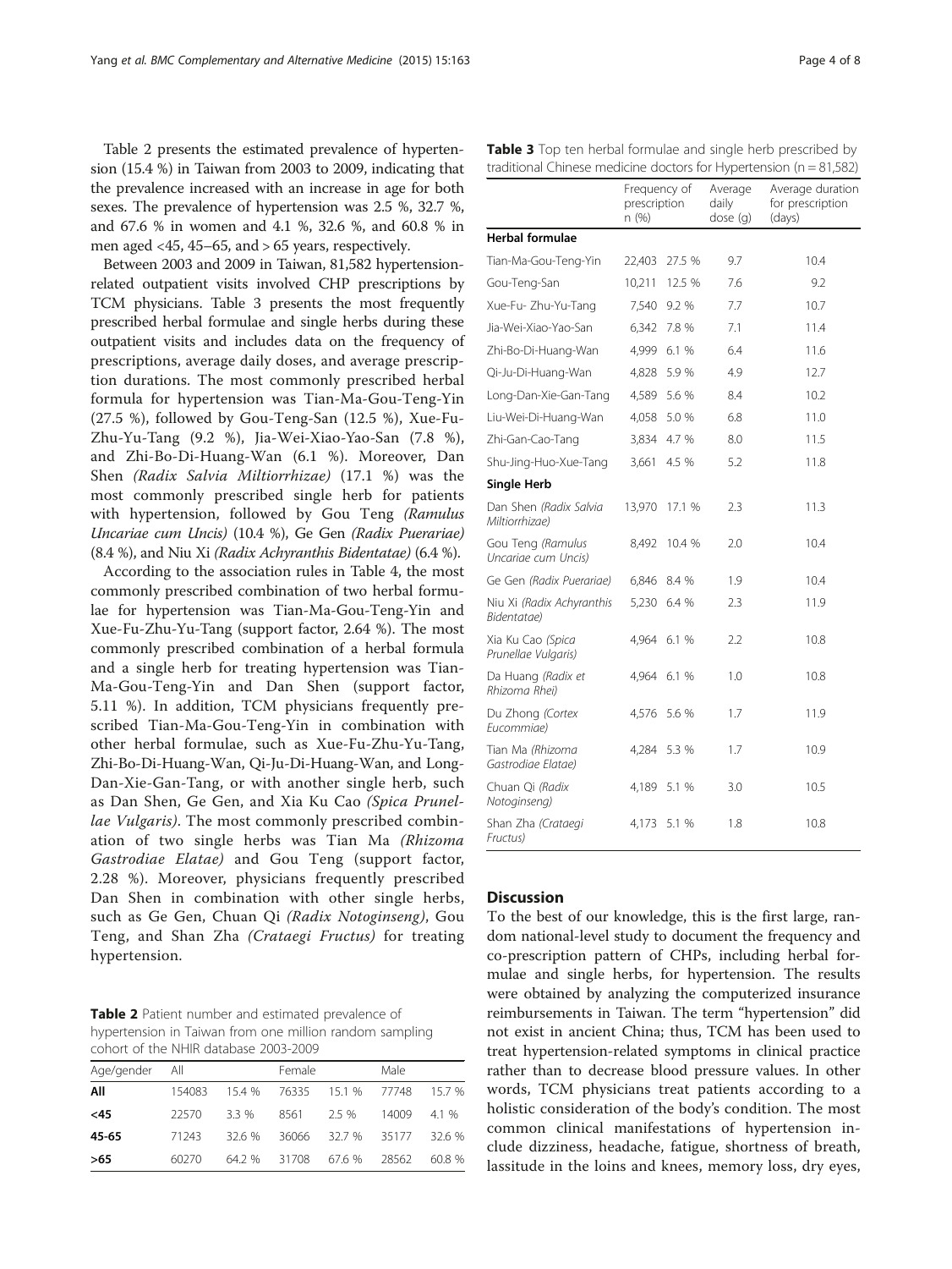Table 2 presents the estimated prevalence of hypertension (15.4 %) in Taiwan from 2003 to 2009, indicating that the prevalence increased with an increase in age for both sexes. The prevalence of hypertension was 2.5 %, 32.7 %, and 67.6 % in women and 4.1 %, 32.6 %, and 60.8 % in men aged <45, 45–65, and > 65 years, respectively.

Between 2003 and 2009 in Taiwan, 81,582 hypertension-related outpatient visits involved CHP prescriptions by TCM physicians. Table 3 presents the most frequently prescribed herbal formulae and single herbs during these outpatient visits and includes data on the frequency of prescriptions, average daily doses, and average prescription durations. The most commonly prescribed herbal formula for hypertension was Tian-Ma-Gou-Teng-Yin (27.5 %), followed by Gou-Teng-San (12.5 %), Xue-Fu-Zhu-Yu-Tang (9.2 %), Jia-Wei-Xiao-Yao-San (7.8 %), and Zhi-Bo-Di-Huang-Wan (6.1 %). Moreover, Dan Shen *(Radix Salvia Miltiorrhizae)* (17.1 %) was the most commonly prescribed single herb for patients with hypertension, followed by Gou Teng *(Ramulus Uncariae cum Uncis)* (10.4 %), Ge Gen *(Radix Puerariae)* (8.4 %), and Niu Xi *(Radix Achyranthis Bidentatae)* (6.4 %).

According to the association rules in Table 4, the most commonly prescribed combination of two herbal formulae for hypertension was Tian-Ma-Gou-Teng-Yin and Xue-Fu-Zhu-Yu-Tang (support factor, 2.64 %). The most commonly prescribed combination of a herbal formula and a single herb for treating hypertension was Tian-Ma-Gou-Teng-Yin and Dan Shen (support factor, 5.11 %). In addition, TCM physicians frequently prescribed Tian-Ma-Gou-Teng-Yin in combination with other herbal formulae, such as Xue-Fu-Zhu-Yu-Tang, Zhi-Bo-Di-Huang-Wan, Qi-Ju-Di-Huang-Wan, and Long-Dan-Xie-Gan-Tang, or with another single herb, such as Dan Shen, Ge Gen, and Xia Ku Cao *(Spica Prunellae Vulgaris)*. The most commonly prescribed combination of two single herbs was Tian Ma *(Rhizoma Gastrodiae Elatae)* and Gou Teng (support factor, 2.28 %). Moreover, physicians frequently prescribed Dan Shen in combination with other single herbs, such as Ge Gen, Chuan Qi *(Radix Notoginseng)*, Gou Teng, and Shan Zha *(Crataegi Fructus)* for treating hypertension.

**Table 2** Patient number and estimated prevalence of hypertension in Taiwan from one million random sampling cohort of the NHIR database 2003-2009

| Age/gender | All | | Female | | Male | |
|---|---|---|---|---|---|---|
| **All** | 154083 | 15.4 % | 76335 | 15.1 % | 77748 | 15.7 % |
| **<45** | 22570 | 3.3 % | 8561 | 2.5 % | 14009 | 4.1 % |
| **45-65** | 71243 | 32.6 % | 36066 | 32.7 % | 35177 | 32.6 % |
| **>65** | 60270 | 64.2 % | 31708 | 67.6 % | 28562 | 60.8 % |

**Table 3** Top ten herbal formulae and single herb prescribed by traditional Chinese medicine doctors for Hypertension (n = 81,582)

| | Frequency of prescription n (%) | | Average daily dose (g) | Average duration for prescription (days) |
|---|---|---|---|---|
| **Herbal formulae** | | | | |
| Tian-Ma-Gou-Teng-Yin | 22,403 | 27.5 % | 9.7 | 10.4 |
| Gou-Teng-San | 10,211 | 12.5 % | 7.6 | 9.2 |
| Xue-Fu- Zhu-Yu-Tang | 7,540 | 9.2 % | 7.7 | 10.7 |
| Jia-Wei-Xiao-Yao-San | 6,342 | 7.8 % | 7.1 | 11.4 |
| Zhi-Bo-Di-Huang-Wan | 4,999 | 6.1 % | 6.4 | 11.6 |
| Qi-Ju-Di-Huang-Wan | 4,828 | 5.9 % | 4.9 | 12.7 |
| Long-Dan-Xie-Gan-Tang | 4,589 | 5.6 % | 8.4 | 10.2 |
| Liu-Wei-Di-Huang-Wan | 4,058 | 5.0 % | 6.8 | 11.0 |
| Zhi-Gan-Cao-Tang | 3,834 | 4.7 % | 8.0 | 11.5 |
| Shu-Jing-Huo-Xue-Tang | 3,661 | 4.5 % | 5.2 | 11.8 |
| **Single Herb** | | | | |
| Dan Shen *(Radix Salvia Miltiorrhizae)* | 13,970 | 17.1 % | 2.3 | 11.3 |
| Gou Teng *(Ramulus Uncariae cum Uncis)* | 8,492 | 10.4 % | 2.0 | 10.4 |
| Ge Gen *(Radix Puerariae)* | 6,846 | 8.4 % | 1.9 | 10.4 |
| Niu Xi *(Radix Achyranthis Bidentatae)* | 5,230 | 6.4 % | 2.3 | 11.9 |
| Xia Ku Cao *(Spica Prunellae Vulgaris)* | 4,964 | 6.1 % | 2.2 | 10.8 |
| Da Huang *(Radix et Rhizoma Rhei)* | 4,964 | 6.1 % | 1.0 | 10.8 |
| Du Zhong *(Cortex Eucommiae)* | 4,576 | 5.6 % | 1.7 | 11.9 |
| Tian Ma *(Rhizoma Gastrodiae Elatae)* | 4,284 | 5.3 % | 1.7 | 10.9 |
| Chuan Qi *(Radix Notoginseng)* | 4,189 | 5.1 % | 3.0 | 10.5 |
| Shan Zha *(Crataegi Fructus)* | 4,173 | 5.1 % | 1.8 | 10.8 |

## Discussion

To the best of our knowledge, this is the first large, random national-level study to document the frequency and co-prescription pattern of CHPs, including herbal formulae and single herbs, for hypertension. The results were obtained by analyzing the computerized insurance reimbursements in Taiwan. The term "hypertension" did not exist in ancient China; thus, TCM has been used to treat hypertension-related symptoms in clinical practice rather than to decrease blood pressure values. In other words, TCM physicians treat patients according to a holistic consideration of the body's condition. The most common clinical manifestations of hypertension include dizziness, headache, fatigue, shortness of breath, lassitude in the loins and knees, memory loss, dry eyes,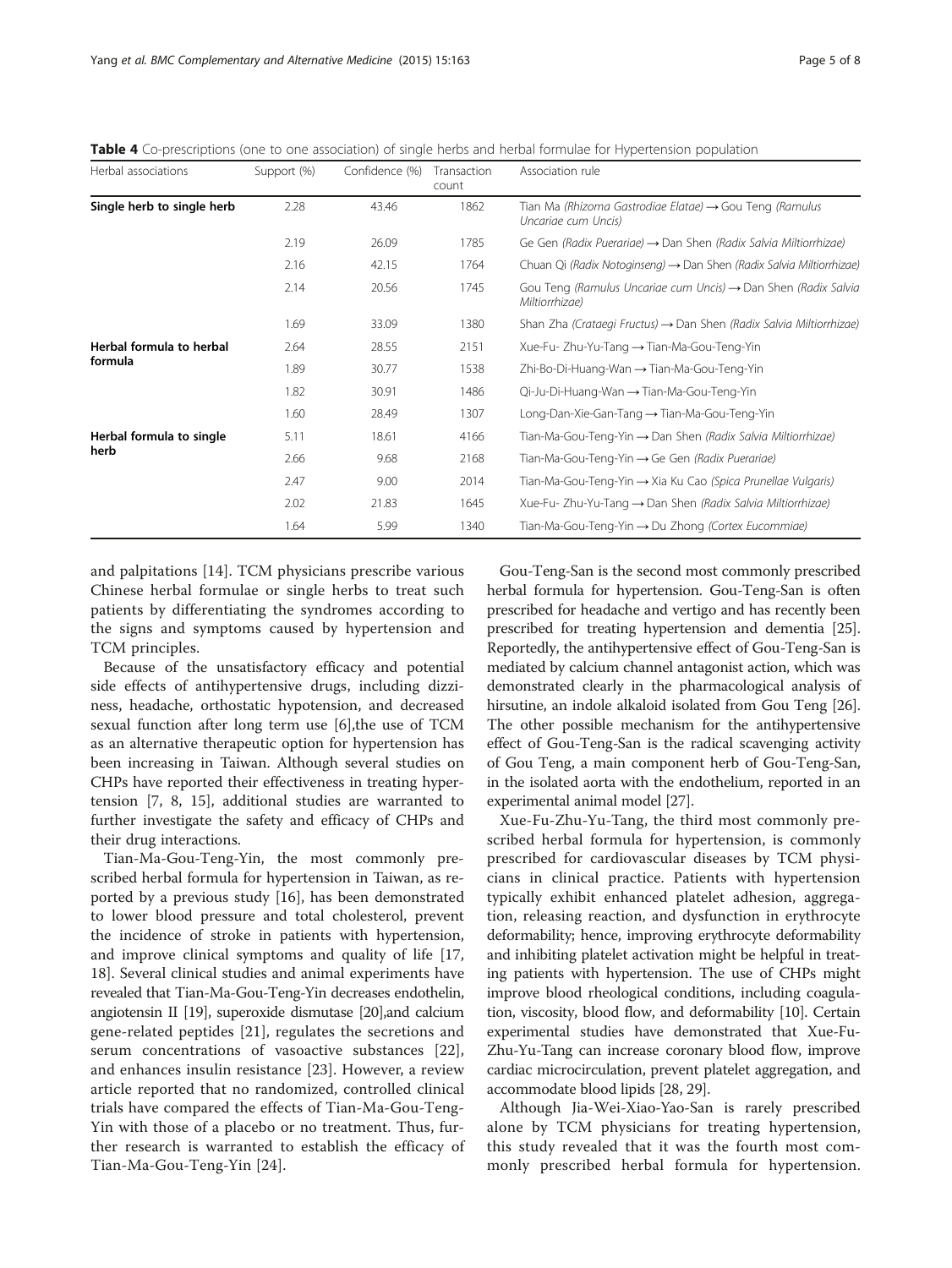**Table 4** Co-prescriptions (one to one association) of single herbs and herbal formulae for Hypertension population

| Herbal associations | Support (%) | Confidence (%) | Transaction count | Association rule |
|---|---|---|---|---|
| **Single herb to single herb** | 2.28 | 43.46 | 1862 | Tian Ma *(Rhizoma Gastrodiae Elatae)* → Gou Teng *(Ramulus Uncariae cum Uncis)* |
| | 2.19 | 26.09 | 1785 | Ge Gen *(Radix Puerariae)* → Dan Shen *(Radix Salvia Miltiorrhizae)* |
| | 2.16 | 42.15 | 1764 | Chuan Qi *(Radix Notoginseng)* → Dan Shen *(Radix Salvia Miltiorrhizae)* |
| | 2.14 | 20.56 | 1745 | Gou Teng *(Ramulus Uncariae cum Uncis)* → Dan Shen *(Radix Salvia Miltiorrhizae)* |
| | 1.69 | 33.09 | 1380 | Shan Zha *(Crataegi Fructus)* → Dan Shen *(Radix Salvia Miltiorrhizae)* |
| **Herbal formula to herbal formula** | 2.64 | 28.55 | 2151 | Xue-Fu- Zhu-Yu-Tang → Tian-Ma-Gou-Teng-Yin |
| | 1.89 | 30.77 | 1538 | Zhi-Bo-Di-Huang-Wan → Tian-Ma-Gou-Teng-Yin |
| | 1.82 | 30.91 | 1486 | Qi-Ju-Di-Huang-Wan → Tian-Ma-Gou-Teng-Yin |
| | 1.60 | 28.49 | 1307 | Long-Dan-Xie-Gan-Tang → Tian-Ma-Gou-Teng-Yin |
| **Herbal formula to single herb** | 5.11 | 18.61 | 4166 | Tian-Ma-Gou-Teng-Yin → Dan Shen *(Radix Salvia Miltiorrhizae)* |
| | 2.66 | 9.68 | 2168 | Tian-Ma-Gou-Teng-Yin → Ge Gen *(Radix Puerariae)* |
| | 2.47 | 9.00 | 2014 | Tian-Ma-Gou-Teng-Yin → Xia Ku Cao *(Spica Prunellae Vulgaris)* |
| | 2.02 | 21.83 | 1645 | Xue-Fu- Zhu-Yu-Tang → Dan Shen *(Radix Salvia Miltiorrhizae)* |
| | 1.64 | 5.99 | 1340 | Tian-Ma-Gou-Teng-Yin → Du Zhong *(Cortex Eucommiae)* |

and palpitations [14]. TCM physicians prescribe various Chinese herbal formulae or single herbs to treat such patients by differentiating the syndromes according to the signs and symptoms caused by hypertension and TCM principles.

Because of the unsatisfactory efficacy and potential side effects of antihypertensive drugs, including dizziness, headache, orthostatic hypotension, and decreased sexual function after long term use [6],the use of TCM as an alternative therapeutic option for hypertension has been increasing in Taiwan. Although several studies on CHPs have reported their effectiveness in treating hypertension [7, 8, 15], additional studies are warranted to further investigate the safety and efficacy of CHPs and their drug interactions.

Tian-Ma-Gou-Teng-Yin, the most commonly prescribed herbal formula for hypertension in Taiwan, as reported by a previous study [16], has been demonstrated to lower blood pressure and total cholesterol, prevent the incidence of stroke in patients with hypertension, and improve clinical symptoms and quality of life [17, 18]. Several clinical studies and animal experiments have revealed that Tian-Ma-Gou-Teng-Yin decreases endothelin, angiotensin II [19], superoxide dismutase [20],and calcium gene-related peptides [21], regulates the secretions and serum concentrations of vasoactive substances [22], and enhances insulin resistance [23]. However, a review article reported that no randomized, controlled clinical trials have compared the effects of Tian-Ma-Gou-Teng-Yin with those of a placebo or no treatment. Thus, further research is warranted to establish the efficacy of Tian-Ma-Gou-Teng-Yin [24].

Gou-Teng-San is the second most commonly prescribed herbal formula for hypertension. Gou-Teng-San is often prescribed for headache and vertigo and has recently been prescribed for treating hypertension and dementia [25]. Reportedly, the antihypertensive effect of Gou-Teng-San is mediated by calcium channel antagonist action, which was demonstrated clearly in the pharmacological analysis of hirsutine, an indole alkaloid isolated from Gou Teng [26]. The other possible mechanism for the antihypertensive effect of Gou-Teng-San is the radical scavenging activity of Gou Teng, a main component herb of Gou-Teng-San, in the isolated aorta with the endothelium, reported in an experimental animal model [27].

Xue-Fu-Zhu-Yu-Tang, the third most commonly prescribed herbal formula for hypertension, is commonly prescribed for cardiovascular diseases by TCM physicians in clinical practice. Patients with hypertension typically exhibit enhanced platelet adhesion, aggregation, releasing reaction, and dysfunction in erythrocyte deformability; hence, improving erythrocyte deformability and inhibiting platelet activation might be helpful in treating patients with hypertension. The use of CHPs might improve blood rheological conditions, including coagulation, viscosity, blood flow, and deformability [10]. Certain experimental studies have demonstrated that Xue-Fu-Zhu-Yu-Tang can increase coronary blood flow, improve cardiac microcirculation, prevent platelet aggregation, and accommodate blood lipids [28, 29].

Although Jia-Wei-Xiao-Yao-San is rarely prescribed alone by TCM physicians for treating hypertension, this study revealed that it was the fourth most commonly prescribed herbal formula for hypertension.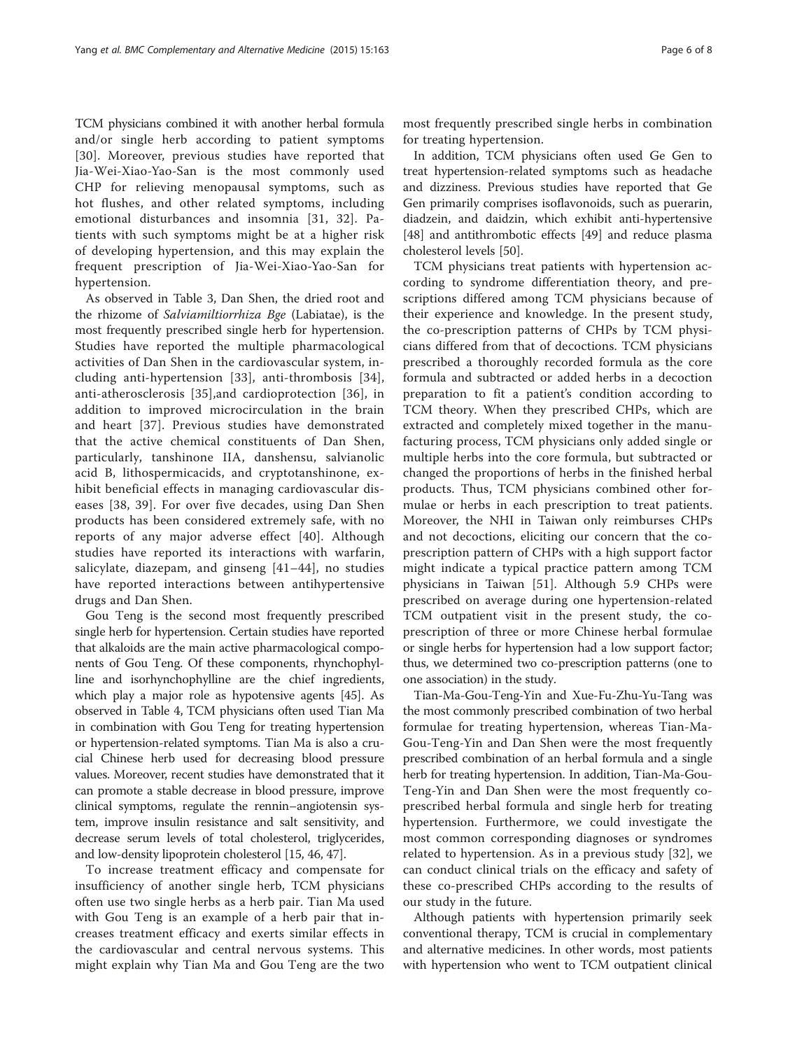TCM physicians combined it with another herbal formula and/or single herb according to patient symptoms [30]. Moreover, previous studies have reported that Jia-Wei-Xiao-Yao-San is the most commonly used CHP for relieving menopausal symptoms, such as hot flushes, and other related symptoms, including emotional disturbances and insomnia [31, 32]. Patients with such symptoms might be at a higher risk of developing hypertension, and this may explain the frequent prescription of Jia-Wei-Xiao-Yao-San for hypertension.

As observed in Table 3, Dan Shen, the dried root and the rhizome of *Salviamiltiorrhiza Bge* (Labiatae), is the most frequently prescribed single herb for hypertension. Studies have reported the multiple pharmacological activities of Dan Shen in the cardiovascular system, including anti-hypertension [33], anti-thrombosis [34], anti-atherosclerosis [35],and cardioprotection [36], in addition to improved microcirculation in the brain and heart [37]. Previous studies have demonstrated that the active chemical constituents of Dan Shen, particularly, tanshinone IIA, danshensu, salvianolic acid B, lithospermicacids, and cryptotanshinone, exhibit beneficial effects in managing cardiovascular diseases [38, 39]. For over five decades, using Dan Shen products has been considered extremely safe, with no reports of any major adverse effect [40]. Although studies have reported its interactions with warfarin, salicylate, diazepam, and ginseng [41–44], no studies have reported interactions between antihypertensive drugs and Dan Shen.

Gou Teng is the second most frequently prescribed single herb for hypertension. Certain studies have reported that alkaloids are the main active pharmacological components of Gou Teng. Of these components, rhynchophylline and isorhynchophylline are the chief ingredients, which play a major role as hypotensive agents [45]. As observed in Table 4, TCM physicians often used Tian Ma in combination with Gou Teng for treating hypertension or hypertension-related symptoms. Tian Ma is also a crucial Chinese herb used for decreasing blood pressure values. Moreover, recent studies have demonstrated that it can promote a stable decrease in blood pressure, improve clinical symptoms, regulate the rennin–angiotensin system, improve insulin resistance and salt sensitivity, and decrease serum levels of total cholesterol, triglycerides, and low-density lipoprotein cholesterol [15, 46, 47].

To increase treatment efficacy and compensate for insufficiency of another single herb, TCM physicians often use two single herbs as a herb pair. Tian Ma used with Gou Teng is an example of a herb pair that increases treatment efficacy and exerts similar effects in the cardiovascular and central nervous systems. This might explain why Tian Ma and Gou Teng are the two most frequently prescribed single herbs in combination for treating hypertension.

In addition, TCM physicians often used Ge Gen to treat hypertension-related symptoms such as headache and dizziness. Previous studies have reported that Ge Gen primarily comprises isoflavonoids, such as puerarin, diadzein, and daidzin, which exhibit anti-hypertensive [48] and antithrombotic effects [49] and reduce plasma cholesterol levels [50].

TCM physicians treat patients with hypertension according to syndrome differentiation theory, and prescriptions differed among TCM physicians because of their experience and knowledge. In the present study, the co-prescription patterns of CHPs by TCM physicians differed from that of decoctions. TCM physicians prescribed a thoroughly recorded formula as the core formula and subtracted or added herbs in a decoction preparation to fit a patient's condition according to TCM theory. When they prescribed CHPs, which are extracted and completely mixed together in the manufacturing process, TCM physicians only added single or multiple herbs into the core formula, but subtracted or changed the proportions of herbs in the finished herbal products. Thus, TCM physicians combined other formulae or herbs in each prescription to treat patients. Moreover, the NHI in Taiwan only reimburses CHPs and not decoctions, eliciting our concern that the co-prescription pattern of CHPs with a high support factor might indicate a typical practice pattern among TCM physicians in Taiwan [51]. Although 5.9 CHPs were prescribed on average during one hypertension-related TCM outpatient visit in the present study, the co-prescription of three or more Chinese herbal formulae or single herbs for hypertension had a low support factor; thus, we determined two co-prescription patterns (one to one association) in the study.

Tian-Ma-Gou-Teng-Yin and Xue-Fu-Zhu-Yu-Tang was the most commonly prescribed combination of two herbal formulae for treating hypertension, whereas Tian-Ma-Gou-Teng-Yin and Dan Shen were the most frequently prescribed combination of an herbal formula and a single herb for treating hypertension. In addition, Tian-Ma-Gou-Teng-Yin and Dan Shen were the most frequently co-prescribed herbal formula and single herb for treating hypertension. Furthermore, we could investigate the most common corresponding diagnoses or syndromes related to hypertension. As in a previous study [32], we can conduct clinical trials on the efficacy and safety of these co-prescribed CHPs according to the results of our study in the future.

Although patients with hypertension primarily seek conventional therapy, TCM is crucial in complementary and alternative medicines. In other words, most patients with hypertension who went to TCM outpatient clinical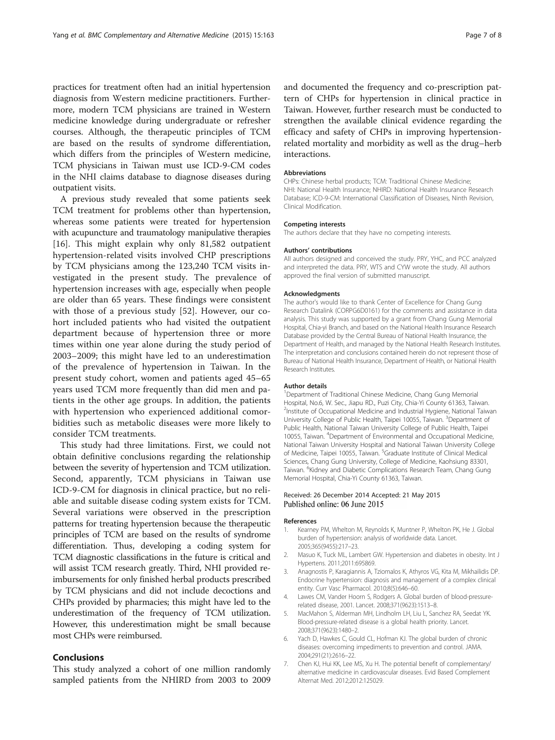practices for treatment often had an initial hypertension diagnosis from Western medicine practitioners. Furthermore, modern TCM physicians are trained in Western medicine knowledge during undergraduate or refresher courses. Although, the therapeutic principles of TCM are based on the results of syndrome differentiation, which differs from the principles of Western medicine, TCM physicians in Taiwan must use ICD-9-CM codes in the NHI claims database to diagnose diseases during outpatient visits.

A previous study revealed that some patients seek TCM treatment for problems other than hypertension, whereas some patients were treated for hypertension with acupuncture and traumatology manipulative therapies [16]. This might explain why only 81,582 outpatient hypertension-related visits involved CHP prescriptions by TCM physicians among the 123,240 TCM visits investigated in the present study. The prevalence of hypertension increases with age, especially when people are older than 65 years. These findings were consistent with those of a previous study [52]. However, our cohort included patients who had visited the outpatient department because of hypertension three or more times within one year alone during the study period of 2003–2009; this might have led to an underestimation of the prevalence of hypertension in Taiwan. In the present study cohort, women and patients aged 45–65 years used TCM more frequently than did men and patients in the other age groups. In addition, the patients with hypertension who experienced additional comorbidities such as metabolic diseases were more likely to consider TCM treatments.

This study had three limitations. First, we could not obtain definitive conclusions regarding the relationship between the severity of hypertension and TCM utilization. Second, apparently, TCM physicians in Taiwan use ICD-9-CM for diagnosis in clinical practice, but no reliable and suitable disease coding system exists for TCM. Several variations were observed in the prescription patterns for treating hypertension because the therapeutic principles of TCM are based on the results of syndrome differentiation. Thus, developing a coding system for TCM diagnostic classifications in the future is critical and will assist TCM research greatly. Third, NHI provided reimbursements for only finished herbal products prescribed by TCM physicians and did not include decoctions and CHPs provided by pharmacies; this might have led to the underestimation of the frequency of TCM utilization. However, this underestimation might be small because most CHPs were reimbursed.

## Conclusions

This study analyzed a cohort of one million randomly sampled patients from the NHIRD from 2003 to 2009 and documented the frequency and co-prescription pattern of CHPs for hypertension in clinical practice in Taiwan. However, further research must be conducted to strengthen the available clinical evidence regarding the efficacy and safety of CHPs in improving hypertension-related mortality and morbidity as well as the drug–herb interactions.

#### Abbreviations

CHPs: Chinese herbal products; TCM: Traditional Chinese Medicine; NHI: National Health Insurance; NHIRD: National Health Insurance Research Database; ICD-9-CM: International Classification of Diseases, Ninth Revision, Clinical Modification.

#### Competing interests

The authors declare that they have no competing interests.

#### Authors' contributions

All authors designed and conceived the study. PRY, YHC, and PCC analyzed and interpreted the data. PRY, WTS and CYW wrote the study. All authors approved the final version of submitted manuscript.

#### Acknowledgments

The author's would like to thank Center of Excellence for Chang Gung Research Datalink (CORPG6D0161) for the comments and assistance in data analysis. This study was supported by a grant from Chang Gung Memorial Hospital, Chia-yi Branch, and based on the National Health Insurance Research Database provided by the Central Bureau of National Health Insurance, the Department of Health, and managed by the National Health Research Institutes. The interpretation and conclusions contained herein do not represent those of Bureau of National Health Insurance, Department of Health, or National Health Research Institutes.

#### Author details

[1]Department of Traditional Chinese Medicine, Chang Gung Memorial Hospital, No.6, W. Sec., Jiapu RD., Puzi City, Chia-Yi County 61363, Taiwan. [2]Institute of Occupational Medicine and Industrial Hygiene, National Taiwan University College of Public Health, Taipei 10055, Taiwan. [3]Department of Public Health, National Taiwan University College of Public Health, Taipei 10055, Taiwan. [4]Department of Environmental and Occupational Medicine, National Taiwan University Hospital and National Taiwan University College of Medicine, Taipei 10055, Taiwan. [5]Graduate Institute of Clinical Medical Sciences, Chang Gung University, College of Medicine, Kaohsiung 83301, Taiwan. [6]Kidney and Diabetic Complications Research Team, Chang Gung Memorial Hospital, Chia-Yi County 61363, Taiwan.

Received: 26 December 2014 Accepted: 21 May 2015
Published online: 06 June 2015

#### References

1. Kearney PM, Whelton M, Reynolds K, Muntner P, Whelton PK, He J. Global burden of hypertension: analysis of worldwide data. Lancet. 2005;365(9455):217–23.
2. Masuo K, Tuck ML, Lambert GW. Hypertension and diabetes in obesity. Int J Hypertens. 2011;2011:695869.
3. Anagnostis P, Karagiannis A, Tziomalos K, Athyros VG, Kita M, Mikhailidis DP. Endocrine hypertension: diagnosis and management of a complex clinical entity. Curr Vasc Pharmacol. 2010;8(5):646–60.
4. Lawes CM, Vander Hoorn S, Rodgers A. Global burden of blood-pressure-related disease, 2001. Lancet. 2008;371(9623):1513–8.
5. MacMahon S, Alderman MH, Lindholm LH, Liu L, Sanchez RA, Seedat YK. Blood-pressure-related disease is a global health priority. Lancet. 2008;371(9623):1480–2.
6. Yach D, Hawkes C, Gould CL, Hofman KJ. The global burden of chronic diseases: overcoming impediments to prevention and control. JAMA. 2004;291(21):2616–22.
7. Chen KJ, Hui KK, Lee MS, Xu H. The potential benefit of complementary/alternative medicine in cardiovascular diseases. Evid Based Complement Alternat Med. 2012;2012:125029.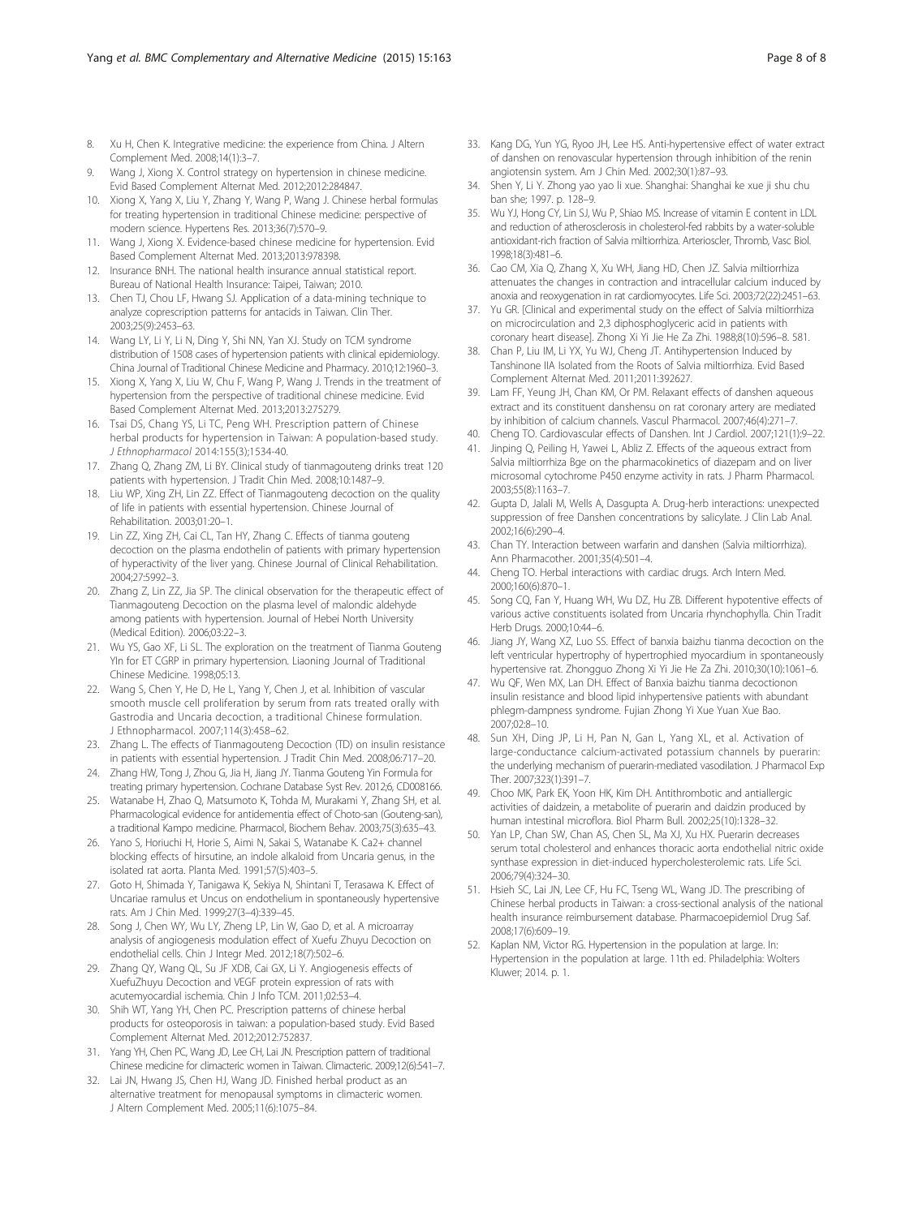8. Xu H, Chen K. Integrative medicine: the experience from China. J Altern Complement Med. 2008;14(1):3–7.
9. Wang J, Xiong X. Control strategy on hypertension in chinese medicine. Evid Based Complement Alternat Med. 2012;2012:284847.
10. Xiong X, Yang X, Liu Y, Zhang Y, Wang P, Wang J. Chinese herbal formulas for treating hypertension in traditional Chinese medicine: perspective of modern science. Hypertens Res. 2013;36(7):570–9.
11. Wang J, Xiong X. Evidence-based chinese medicine for hypertension. Evid Based Complement Alternat Med. 2013;2013:978398.
12. Insurance BNH. The national health insurance annual statistical report. Bureau of National Health Insurance: Taipei, Taiwan; 2010.
13. Chen TJ, Chou LF, Hwang SJ. Application of a data-mining technique to analyze coprescription patterns for antacids in Taiwan. Clin Ther. 2003;25(9):2453–63.
14. Wang LY, Li Y, Li N, Ding Y, Shi NN, Yan XJ. Study on TCM syndrome distribution of 1508 cases of hypertension patients with clinical epidemiology. China Journal of Traditional Chinese Medicine and Pharmacy. 2010;12:1960–3.
15. Xiong X, Yang X, Liu W, Chu F, Wang P, Wang J. Trends in the treatment of hypertension from the perspective of traditional chinese medicine. Evid Based Complement Alternat Med. 2013;2013:275279.
16. Tsai DS, Chang YS, Li TC, Peng WH. Prescription pattern of Chinese herbal products for hypertension in Taiwan: A population-based study. *J Ethnopharmacol* 2014:155(3);1534-40.
17. Zhang Q, Zhang ZM, Li BY. Clinical study of tianmagouteng drinks treat 120 patients with hypertension. J Tradit Chin Med. 2008;10:1487–9.
18. Liu WP, Xing ZH, Lin ZZ. Effect of Tianmagouteng decoction on the quality of life in patients with essential hypertension. Chinese Journal of Rehabilitation. 2003;01:20–1.
19. Lin ZZ, Xing ZH, Cai CL, Tan HY, Zhang C. Effects of tianma gouteng decoction on the plasma endothelin of patients with primary hypertension of hyperactivity of the liver yang. Chinese Journal of Clinical Rehabilitation. 2004;27:5992–3.
20. Zhang Z, Lin ZZ, Jia SP. The clinical observation for the therapeutic effect of Tianmagouteng Decoction on the plasma level of malondic aldehyde among patients with hypertension. Journal of Hebei North University (Medical Edition). 2006;03:22–3.
21. Wu YS, Gao XF, Li SL. The exploration on the treatment of Tianma Gouteng YIn for ET CGRP in primary hypertension. Liaoning Journal of Traditional Chinese Medicine. 1998;05:13.
22. Wang S, Chen Y, He D, He L, Yang Y, Chen J, et al. Inhibition of vascular smooth muscle cell proliferation by serum from rats treated orally with Gastrodia and Uncaria decoction, a traditional Chinese formulation. J Ethnopharmacol. 2007;114(3):458–62.
23. Zhang L. The effects of Tianmagouteng Decoction (TD) on insulin resistance in patients with essential hypertension. J Tradit Chin Med. 2008;06:717–20.
24. Zhang HW, Tong J, Zhou G, Jia H, Jiang JY. Tianma Gouteng Yin Formula for treating primary hypertension. Cochrane Database Syst Rev. 2012;6, CD008166.
25. Watanabe H, Zhao Q, Matsumoto K, Tohda M, Murakami Y, Zhang SH, et al. Pharmacological evidence for antidementia effect of Choto-san (Gouteng-san), a traditional Kampo medicine. Pharmacol, Biochem Behav. 2003;75(3):635–43.
26. Yano S, Horiuchi H, Horie S, Aimi N, Sakai S, Watanabe K. Ca2+ channel blocking effects of hirsutine, an indole alkaloid from Uncaria genus, in the isolated rat aorta. Planta Med. 1991;57(5):403–5.
27. Goto H, Shimada Y, Tanigawa K, Sekiya N, Shintani T, Terasawa K. Effect of Uncariae ramulus et Uncus on endothelium in spontaneously hypertensive rats. Am J Chin Med. 1999;27(3–4):339–45.
28. Song J, Chen WY, Wu LY, Zheng LP, Lin W, Gao D, et al. A microarray analysis of angiogenesis modulation effect of Xuefu Zhuyu Decoction on endothelial cells. Chin J Integr Med. 2012;18(7):502–6.
29. Zhang QY, Wang QL, Su JF XDB, Cai GX, Li Y. Angiogenesis effects of XuefuZhuyu Decoction and VEGF protein expression of rats with acutemyocardial ischemia. Chin J Info TCM. 2011;02:53–4.
30. Shih WT, Yang YH, Chen PC. Prescription patterns of chinese herbal products for osteoporosis in taiwan: a population-based study. Evid Based Complement Alternat Med. 2012;2012:752837.
31. Yang YH, Chen PC, Wang JD, Lee CH, Lai JN. Prescription pattern of traditional Chinese medicine for climacteric women in Taiwan. Climacteric. 2009;12(6):541–7.
32. Lai JN, Hwang JS, Chen HJ, Wang JD. Finished herbal product as an alternative treatment for menopausal symptoms in climacteric women. J Altern Complement Med. 2005;11(6):1075–84.
33. Kang DG, Yun YG, Ryoo JH, Lee HS. Anti-hypertensive effect of water extract of danshen on renovascular hypertension through inhibition of the renin angiotensin system. Am J Chin Med. 2002;30(1):87–93.
34. Shen Y, Li Y. Zhong yao yao li xue. Shanghai: Shanghai ke xue ji shu chu ban she; 1997. p. 128–9.
35. Wu YJ, Hong CY, Lin SJ, Wu P, Shiao MS. Increase of vitamin E content in LDL and reduction of atherosclerosis in cholesterol-fed rabbits by a water-soluble antioxidant-rich fraction of Salvia miltiorrhiza. Arterioscler, Thromb, Vasc Biol. 1998;18(3):481–6.
36. Cao CM, Xia Q, Zhang X, Xu WH, Jiang HD, Chen JZ. Salvia miltiorrhiza attenuates the changes in contraction and intracellular calcium induced by anoxia and reoxygenation in rat cardiomyocytes. Life Sci. 2003;72(22):2451–63.
37. Yu GR. [Clinical and experimental study on the effect of Salvia miltiorrhiza on microcirculation and 2,3 diphosphoglyceric acid in patients with coronary heart disease]. Zhong Xi Yi Jie He Za Zhi. 1988;8(10):596–8. 581.
38. Chan P, Liu IM, Li YX, Yu WJ, Cheng JT. Antihypertension Induced by Tanshinone IIA Isolated from the Roots of Salvia miltiorrhiza. Evid Based Complement Alternat Med. 2011;2011:392627.
39. Lam FF, Yeung JH, Chan KM, Or PM. Relaxant effects of danshen aqueous extract and its constituent danshensu on rat coronary artery are mediated by inhibition of calcium channels. Vascul Pharmacol. 2007;46(4):271–7.
40. Cheng TO. Cardiovascular effects of Danshen. Int J Cardiol. 2007;121(1):9–22.
41. Jinping Q, Peiling H, Yawei L, Abliz Z. Effects of the aqueous extract from Salvia miltiorrhiza Bge on the pharmacokinetics of diazepam and on liver microsomal cytochrome P450 enzyme activity in rats. J Pharm Pharmacol. 2003;55(8):1163–7.
42. Gupta D, Jalali M, Wells A, Dasgupta A. Drug-herb interactions: unexpected suppression of free Danshen concentrations by salicylate. J Clin Lab Anal. 2002;16(6):290–4.
43. Chan TY. Interaction between warfarin and danshen (Salvia miltiorrhiza). Ann Pharmacother. 2001;35(4):501–4.
44. Cheng TO. Herbal interactions with cardiac drugs. Arch Intern Med. 2000;160(6):870–1.
45. Song CQ, Fan Y, Huang WH, Wu DZ, Hu ZB. Different hypotentive effects of various active constituents isolated from Uncaria rhynchophylla. Chin Tradit Herb Drugs. 2000;10:44–6.
46. Jiang JY, Wang XZ, Luo SS. Effect of banxia baizhu tianma decoction on the left ventricular hypertrophy of hypertrophied myocardium in spontaneously hypertensive rat. Zhongguo Zhong Xi Yi Jie He Za Zhi. 2010;30(10):1061–6.
47. Wu QF, Wen MX, Lan DH. Effect of Banxia baizhu tianma decoctionon insulin resistance and blood lipid inhypertensive patients with abundant phlegm-dampness syndrome. Fujian Zhong Yi Xue Yuan Xue Bao. 2007;02:8–10.
48. Sun XH, Ding JP, Li H, Pan N, Gan L, Yang XL, et al. Activation of large-conductance calcium-activated potassium channels by puerarin: the underlying mechanism of puerarin-mediated vasodilation. J Pharmacol Exp Ther. 2007;323(1):391–7.
49. Choo MK, Park EK, Yoon HK, Kim DH. Antithrombotic and antiallergic activities of daidzein, a metabolite of puerarin and daidzin produced by human intestinal microflora. Biol Pharm Bull. 2002;25(10):1328–32.
50. Yan LP, Chan SW, Chan AS, Chen SL, Ma XJ, Xu HX. Puerarin decreases serum total cholesterol and enhances thoracic aorta endothelial nitric oxide synthase expression in diet-induced hypercholesterolemic rats. Life Sci. 2006;79(4):324–30.
51. Hsieh SC, Lai JN, Lee CF, Hu FC, Tseng WL, Wang JD. The prescribing of Chinese herbal products in Taiwan: a cross-sectional analysis of the national health insurance reimbursement database. Pharmacoepidemiol Drug Saf. 2008;17(6):609–19.
52. Kaplan NM, Victor RG. Hypertension in the population at large. In: Hypertension in the population at large. 11th ed. Philadelphia: Wolters Kluwer; 2014. p. 1.